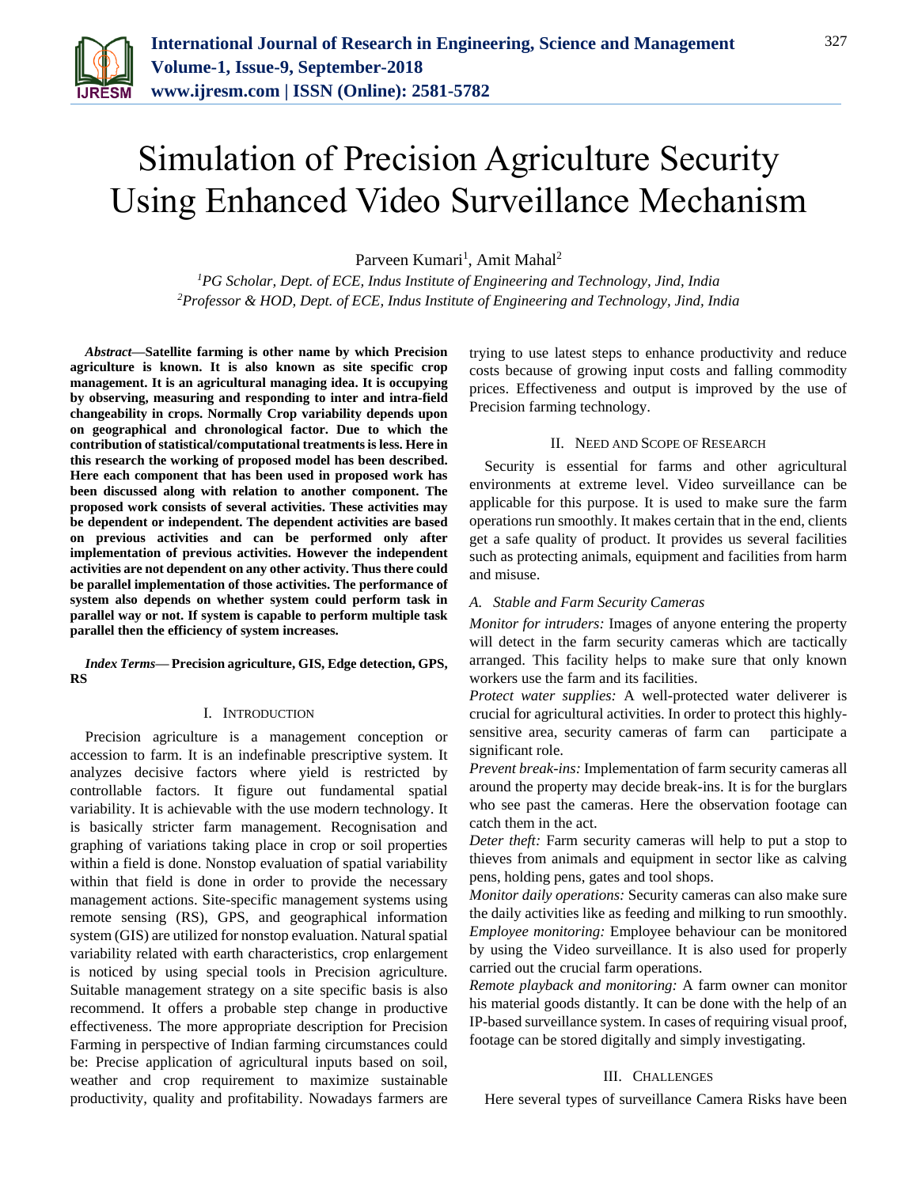# Simulation of Precision Agriculture Security Using Enhanced Video Surveillance Mechanism

Parveen Kumari[1], Amit Mahal[2]

[1]*PG Scholar, Dept. of ECE, Indus Institute of Engineering and Technology, Jind, India*
[2]*Professor & HOD, Dept. of ECE, Indus Institute of Engineering and Technology, Jind, India*

***Abstract*—Satellite farming is other name by which Precision agriculture is known. It is also known as site specific crop management. It is an agricultural managing idea. It is occupying by observing, measuring and responding to inter and intra-field changeability in crops. Normally Crop variability depends upon on geographical and chronological factor. Due to which the contribution of statistical/computational treatments is less. Here in this research the working of proposed model has been described. Here each component that has been used in proposed work has been discussed along with relation to another component. The proposed work consists of several activities. These activities may be dependent or independent. The dependent activities are based on previous activities and can be performed only after implementation of previous activities. However the independent activities are not dependent on any other activity. Thus there could be parallel implementation of those activities. The performance of system also depends on whether system could perform task in parallel way or not. If system is capable to perform multiple task parallel then the efficiency of system increases.**

***Index Terms*— Precision agriculture, GIS, Edge detection, GPS, RS**

## I. Introduction

Precision agriculture is a management conception or accession to farm. It is an indefinable prescriptive system. It analyzes decisive factors where yield is restricted by controllable factors. It figure out fundamental spatial variability. It is achievable with the use modern technology. It is basically stricter farm management. Recognisation and graphing of variations taking place in crop or soil properties within a field is done. Nonstop evaluation of spatial variability within that field is done in order to provide the necessary management actions. Site-specific management systems using remote sensing (RS), GPS, and geographical information system (GIS) are utilized for nonstop evaluation. Natural spatial variability related with earth characteristics, crop enlargement is noticed by using special tools in Precision agriculture. Suitable management strategy on a site specific basis is also recommend. It offers a probable step change in productive effectiveness. The more appropriate description for Precision Farming in perspective of Indian farming circumstances could be: Precise application of agricultural inputs based on soil, weather and crop requirement to maximize sustainable productivity, quality and profitability. Nowadays farmers are trying to use latest steps to enhance productivity and reduce costs because of growing input costs and falling commodity prices. Effectiveness and output is improved by the use of Precision farming technology.

## II. Need and Scope of Research

Security is essential for farms and other agricultural environments at extreme level. Video surveillance can be applicable for this purpose. It is used to make sure the farm operations run smoothly. It makes certain that in the end, clients get a safe quality of product. It provides us several facilities such as protecting animals, equipment and facilities from harm and misuse.

### *A. Stable and Farm Security Cameras*

*Monitor for intruders:* Images of anyone entering the property will detect in the farm security cameras which are tactically arranged. This facility helps to make sure that only known workers use the farm and its facilities.

*Protect water supplies:* A well-protected water deliverer is crucial for agricultural activities. In order to protect this highly-sensitive area, security cameras of farm can participate a significant role.

*Prevent break-ins:* Implementation of farm security cameras all around the property may decide break-ins. It is for the burglars who see past the cameras. Here the observation footage can catch them in the act.

*Deter theft:* Farm security cameras will help to put a stop to thieves from animals and equipment in sector like as calving pens, holding pens, gates and tool shops.

*Monitor daily operations:* Security cameras can also make sure the daily activities like as feeding and milking to run smoothly.

*Employee monitoring:* Employee behaviour can be monitored by using the Video surveillance. It is also used for properly carried out the crucial farm operations.

*Remote playback and monitoring:* A farm owner can monitor his material goods distantly. It can be done with the help of an IP-based surveillance system. In cases of requiring visual proof, footage can be stored digitally and simply investigating.

## III. Challenges

Here several types of surveillance Camera Risks have been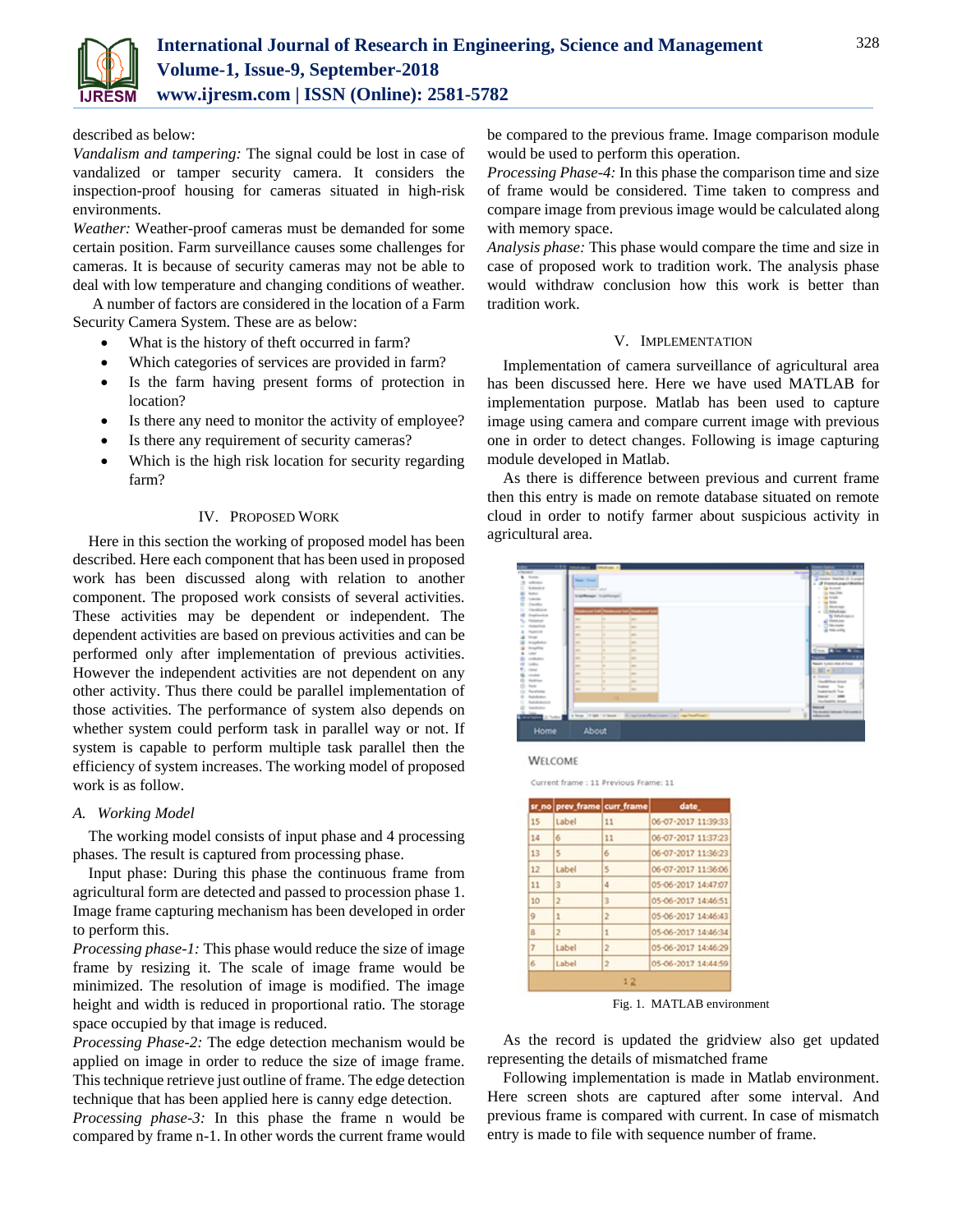described as below:

*Vandalism and tampering:* The signal could be lost in case of vandalized or tamper security camera. It considers the inspection-proof housing for cameras situated in high-risk environments.

*Weather:* Weather-proof cameras must be demanded for some certain position. Farm surveillance causes some challenges for cameras. It is because of security cameras may not be able to deal with low temperature and changing conditions of weather.

A number of factors are considered in the location of a Farm Security Camera System. These are as below:

- What is the history of theft occurred in farm?
- Which categories of services are provided in farm?
- Is the farm having present forms of protection in location?
- Is there any need to monitor the activity of employee?
- Is there any requirement of security cameras?
- Which is the high risk location for security regarding farm?

## IV. Proposed Work

Here in this section the working of proposed model has been described. Here each component that has been used in proposed work has been discussed along with relation to another component. The proposed work consists of several activities. These activities may be dependent or independent. The dependent activities are based on previous activities and can be performed only after implementation of previous activities. However the independent activities are not dependent on any other activity. Thus there could be parallel implementation of those activities. The performance of system also depends on whether system could perform task in parallel way or not. If system is capable to perform multiple task parallel then the efficiency of system increases. The working model of proposed work is as follow.

### A. Working Model

The working model consists of input phase and 4 processing phases. The result is captured from processing phase.

Input phase: During this phase the continuous frame from agricultural form are detected and passed to procession phase 1. Image frame capturing mechanism has been developed in order to perform this.

*Processing phase-1:* This phase would reduce the size of image frame by resizing it. The scale of image frame would be minimized. The resolution of image is modified. The image height and width is reduced in proportional ratio. The storage space occupied by that image is reduced.

*Processing Phase-2:* The edge detection mechanism would be applied on image in order to reduce the size of image frame. This technique retrieve just outline of frame. The edge detection technique that has been applied here is canny edge detection.

*Processing phase-3:* In this phase the frame n would be compared by frame n-1. In other words the current frame would be compared to the previous frame. Image comparison module would be used to perform this operation.

*Processing Phase-4:* In this phase the comparison time and size of frame would be considered. Time taken to compress and compare image from previous image would be calculated along with memory space.

*Analysis phase:* This phase would compare the time and size in case of proposed work to tradition work. The analysis phase would withdraw conclusion how this work is better than tradition work.

## V. Implementation

Implementation of camera surveillance of agricultural area has been discussed here. Here we have used MATLAB for implementation purpose. Matlab has been used to capture image using camera and compare current image with previous one in order to detect changes. Following is image capturing module developed in Matlab.

As there is difference between previous and current frame then this entry is made on remote database situated on remote cloud in order to notify farmer about suspicious activity in agricultural area.

Home About

WELCOME

Current frame : 11 Previous Frame: 11

| sr_no | prev_frame | curr_frame | date_ |
|---|---|---|---|
| 15 | Label | 11 | 06-07-2017 11:39:33 |
| 14 | 6 | 11 | 06-07-2017 11:37:23 |
| 13 | 5 | 6 | 06-07-2017 11:36:23 |
| 12 | Label | 5 | 06-07-2017 11:36:06 |
| 11 | 3 | 4 | 05-06-2017 14:47:07 |
| 10 | 2 | 3 | 05-06-2017 14:46:51 |
| 9 | 1 | 2 | 05-06-2017 14:46:43 |
| 8 | 2 | 1 | 05-06-2017 14:46:34 |
| 7 | Label | 2 | 05-06-2017 14:46:29 |
| 6 | Label | 2 | 05-06-2017 14:44:59 |
| 1 2 | | | |

Fig. 1. MATLAB environment

As the record is updated the gridview also get updated representing the details of mismatched frame

Following implementation is made in Matlab environment. Here screen shots are captured after some interval. And previous frame is compared with current. In case of mismatch entry is made to file with sequence number of frame.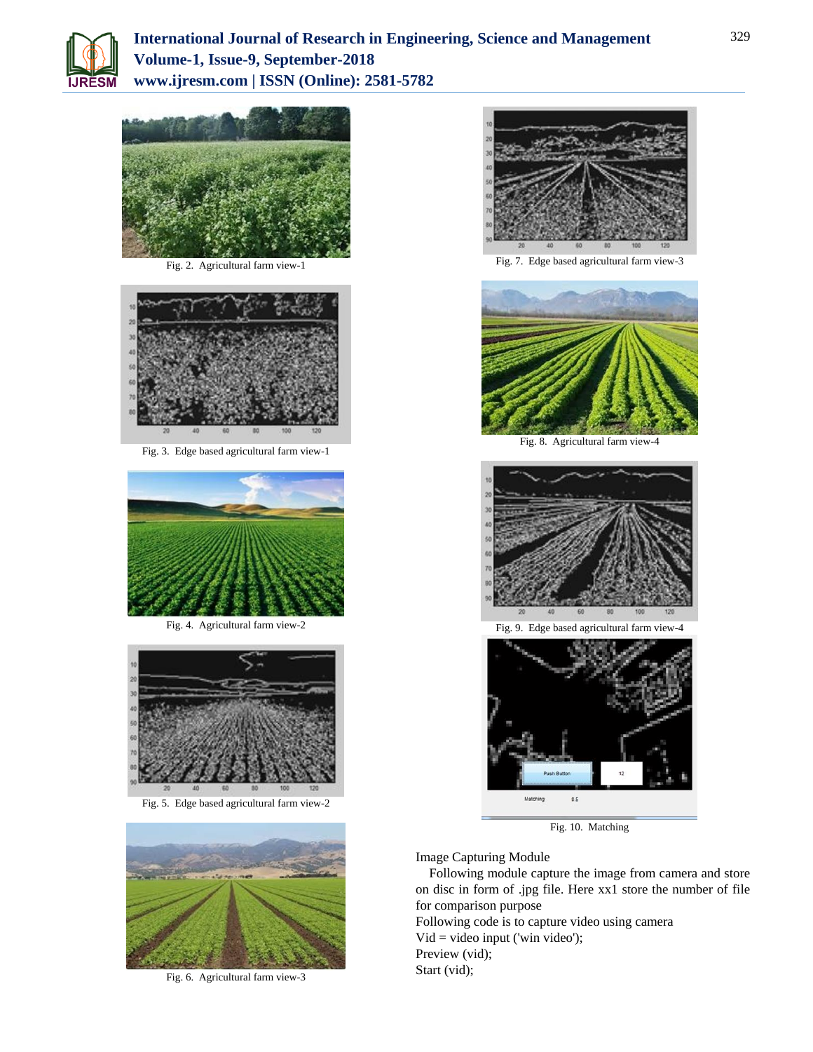Fig. 2. Agricultural farm view-1

Fig. 3. Edge based agricultural farm view-1

Fig. 4. Agricultural farm view-2

Fig. 5. Edge based agricultural farm view-2

Fig. 6. Agricultural farm view-3

Fig. 7. Edge based agricultural farm view-3

Fig. 8. Agricultural farm view-4

Fig. 9. Edge based agricultural farm view-4

Fig. 10. Matching

Image Capturing Module

Following module capture the image from camera and store on disc in form of .jpg file. Here xx1 store the number of file for comparison purpose

Following code is to capture video using camera

```
Vid = video input ('win video');
Preview (vid);
Start (vid);
```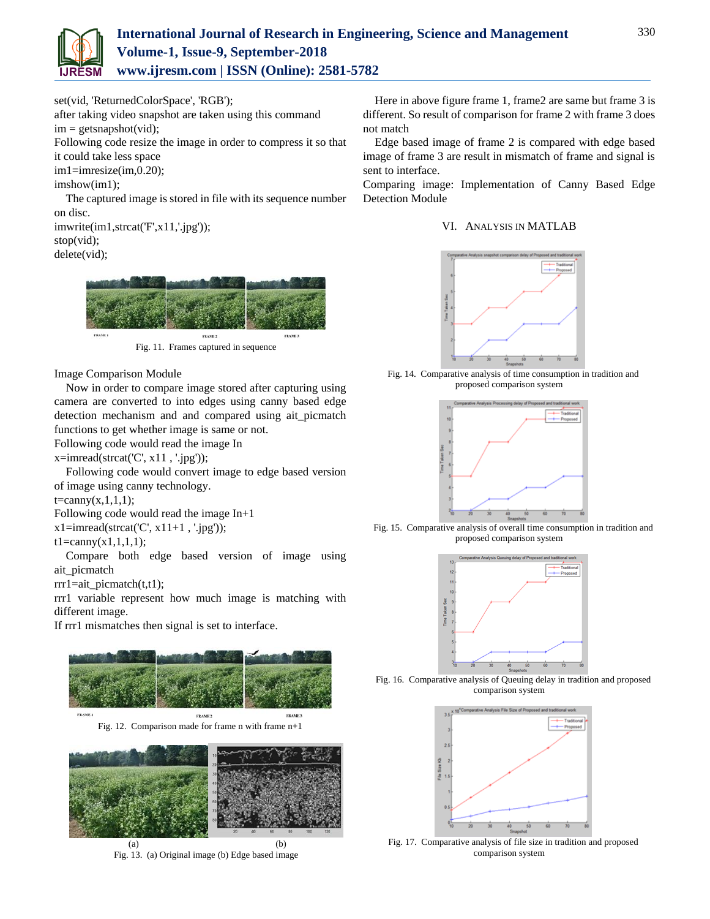set(vid, 'ReturnedColorSpace', 'RGB');

after taking video snapshot are taken using this command

im = getsnapshot(vid);

Following code resize the image in order to compress it so that it could take less space

im1=imresize(im,0.20);

imshow(im1);

The captured image is stored in file with its sequence number on disc.

imwrite(im1,strcat('F',x11,'.jpg'));

stop(vid);

delete(vid);

Fig. 11. Frames captured in sequence

Image Comparison Module

Now in order to compare image stored after capturing using camera are converted to into edges using canny based edge detection mechanism and and compared using ait_picmatch functions to get whether image is same or not.

Following code would read the image In

x=imread(strcat('C', x11 , '.jpg'));

Following code would convert image to edge based version of image using canny technology.

t=canny(x,1,1,1);

Following code would read the image In+1

x1=imread(strcat('C', x11+1 , '.jpg'));

t1=canny(x1,1,1,1);

Compare both edge based version of image using ait_picmatch

rrr1=ait_picmatch(t,t1);

rrr1 variable represent how much image is matching with different image.

If rrr1 mismatches then signal is set to interface.

Fig. 12. Comparison made for frame n with frame n+1

Fig. 13. (a) Original image (b) Edge based image

Here in above figure frame 1, frame2 are same but frame 3 is different. So result of comparison for frame 2 with frame 3 does not match

Edge based image of frame 2 is compared with edge based image of frame 3 are result in mismatch of frame and signal is sent to interface.

Comparing image: Implementation of Canny Based Edge Detection Module

## VI. Analysis in MATLAB

Fig. 14. Comparative analysis of time consumption in tradition and proposed comparison system

Fig. 15. Comparative analysis of overall time consumption in tradition and proposed comparison system

Fig. 16. Comparative analysis of Queuing delay in tradition and proposed comparison system

Fig. 17. Comparative analysis of file size in tradition and proposed comparison system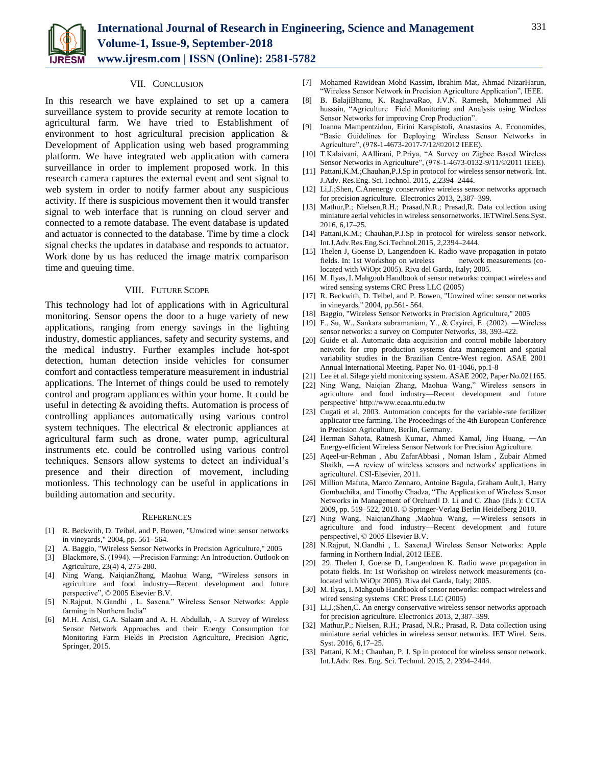## VII. Conclusion

In this research we have explained to set up a camera surveillance system to provide security at remote location to agricultural farm. We have tried to Establishment of environment to host agricultural precision application & Development of Application using web based programming platform. We have integrated web application with camera surveillance in order to implement proposed work. In this research camera captures the external event and sent signal to web system in order to notify farmer about any suspicious activity. If there is suspicious movement then it would transfer signal to web interface that is running on cloud server and connected to a remote database. The event database is updated and actuator is connected to the database. Time by time a clock signal checks the updates in database and responds to actuator. Work done by us has reduced the image matrix comparison time and queuing time.

## VIII. Future Scope

This technology had lot of applications with in Agricultural monitoring. Sensor opens the door to a huge variety of new applications, ranging from energy savings in the lighting industry, domestic appliances, safety and security systems, and the medical industry. Further examples include hot-spot detection, human detection inside vehicles for consumer comfort and contactless temperature measurement in industrial applications. The Internet of things could be used to remotely control and program appliances within your home. It could be useful in detecting & avoiding thefts. Automation is process of controlling appliances automatically using various control system techniques. The electrical & electronic appliances at agricultural farm such as drone, water pump, agricultural instruments etc. could be controlled using various control techniques. Sensors allow systems to detect an individual's presence and their direction of movement, including motionless. This technology can be useful in applications in building automation and security.

## References

[1] R. Beckwith, D. Teibel, and P. Bowen, "Unwired wine: sensor networks in vineyards," 2004, pp. 561- 564.

[2] A. Baggio, "Wireless Sensor Networks in Precision Agriculture," 2005

[3] Blackmore, S. (1994). ―Precision Farming: An Introduction. Outlook on Agriculture, 23(4) 4, 275-280.

[4] Ning Wang, NaiqianZhang, Maohua Wang, "Wireless sensors in agriculture and food industry—Recent development and future perspective", © 2005 Elsevier B.V.

[5] N.Rajput, N.Gandhi , L. Saxena." Wireless Sensor Networks: Apple farming in Northern India"

[6] M.H. Anisi, G.A. Salaam and A. H. Abdullah, - A Survey of Wireless Sensor Network Approaches and their Energy Consumption for Monitoring Farm Fields in Precision Agriculture, Precision Agric, Springer, 2015.

[7] Mohamed Rawidean Mohd Kassim, Ibrahim Mat, Ahmad NizarHarun, "Wireless Sensor Network in Precision Agriculture Application", IEEE.

[8] B. BalajiBhanu, K. RaghavaRao, J.V.N. Ramesh, Mohammed Ali hussain, "Agriculture Field Monitoring and Analysis using Wireless Sensor Networks for improving Crop Production".

[9] Ioanna Mampentzidou, Eirini Karapistoli, Anastasios A. Economides, "Basic Guidelines for Deploying Wireless Sensor Networks in Agriculture", (978-1-4673-2017-7/12/©2012 IEEE).

[10] T.Kalaivani, AAllirani, P.Priya, "A Survey on Zigbee Based Wireless Sensor Networks in Agriculture", (978-1-4673-0132-9/11/©2011 IEEE).

[11] Pattani,K.M.;Chauhan,P.J.Sp in protocol for wireless sensor network. Int. J.Adv. Res.Eng. Sci.Technol. 2015, 2,2394–2444.

[12] Li,J.;Shen, C.Anenergy conservative wireless sensor networks approach for precision agriculture. Electronics 2013, 2,387–399.

[13] Mathur,P.; Nielsen,R.H.; Prasad,N.R.; Prasad,R. Data collection using miniature aerial vehicles in wireless sensornetworks. IETWirel.Sens.Syst. 2016, 6,17–25.

[14] Pattani,K.M.; Chauhan,P.J.Sp in protocol for wireless sensor network. Int.J.Adv.Res.Eng.Sci.Technol.2015, 2,2394–2444.

[15] Thelen J, Goense D, Langendoen K. Radio wave propagation in potato fields. In: 1st Workshop on wireless network measurements (co-located with WiOpt 2005). Riva del Garda, Italy; 2005.

[16] M. Ilyas, I. Mahgoub Handbook of sensor networks: compact wireless and wired sensing systems CRC Press LLC (2005)

[17] R. Beckwith, D. Teibel, and P. Bowen, "Unwired wine: sensor networks in vineyards," 2004, pp.561- 564.

[18] Baggio, "Wireless Sensor Networks in Precision Agriculture," 2005

[19] F., Su, W., Sankara subramaniam, Y., & Cayirci, E. (2002). ―Wireless sensor networks: a survey on Computer Networks, 38, 393-422.

[20] Guide et al. Automatic data acquisition and control mobile laboratory network for crop production systems data management and spatial variability studies in the Brazilian Centre-West region. ASAE 2001 Annual International Meeting. Paper No. 01-1046, pp.1-8

[21] Lee et al. Silage yield monitoring system. ASAE 2002, Paper No.021165.

[22] Ning Wang, Naiqian Zhang, Maohua Wang," Wireless sensors in agriculture and food industry—Recent development and future perspective' http://www.ecaa.ntu.edu.tw

[23] Cugati et al. 2003. Automation concepts for the variable-rate fertilizer applicator tree farming. The Proceedings of the 4th European Conference in Precision Agriculture, Berlin, Germany.

[24] Herman Sahota, Ratnesh Kumar, Ahmed Kamal, Jing Huang, ―An Energy-efficient Wireless Sensor Network for Precision Agriculture.

[25] Aqeel-ur-Rehman , Abu ZafarAbbasi , Noman Islam , Zubair Ahmed Shaikh, ―A review of wireless sensors and networks' applications in agriculture‖. CSI-Elsevier, 2011.

[26] Million Mafuta, Marco Zennaro, Antoine Bagula, Graham Ault,1, Harry Gombachika, and Timothy Chadza, "The Application of Wireless Sensor Networks in Management of Orchard‖ D. Li and C. Zhao (Eds.): CCTA 2009, pp. 519–522, 2010. © Springer-Verlag Berlin Heidelberg 2010.

[27] Ning Wang, NaiqianZhang ,Maohua Wang, ―Wireless sensors in agriculture and food industry—Recent development and future perspective‖, © 2005 Elsevier B.V.

[28] N.Rajput, N.Gandhi , L. Saxena,‖ Wireless Sensor Networks: Apple farming in Northern India‖, 2012 IEEE.

[29] 29. Thelen J, Goense D, Langendoen K. Radio wave propagation in potato fields. In: 1st Workshop on wireless network measurements (co-located with WiOpt 2005). Riva del Garda, Italy; 2005.

[30] M. Ilyas, I. Mahgoub Handbook of sensor networks: compact wireless and wired sensing systems CRC Press LLC (2005)

[31] Li,J.;Shen,C. An energy conservative wireless sensor networks approach for precision agriculture. Electronics 2013, 2,387–399.

[32] Mathur,P.; Nielsen, R.H.; Prasad, N.R.; Prasad, R. Data collection using miniature aerial vehicles in wireless sensor networks. IET Wirel. Sens. Syst. 2016, 6,17–25.

[33] Pattani, K.M.; Chauhan, P. J. Sp in protocol for wireless sensor network. Int.J.Adv. Res. Eng. Sci. Technol. 2015, 2, 2394–2444.